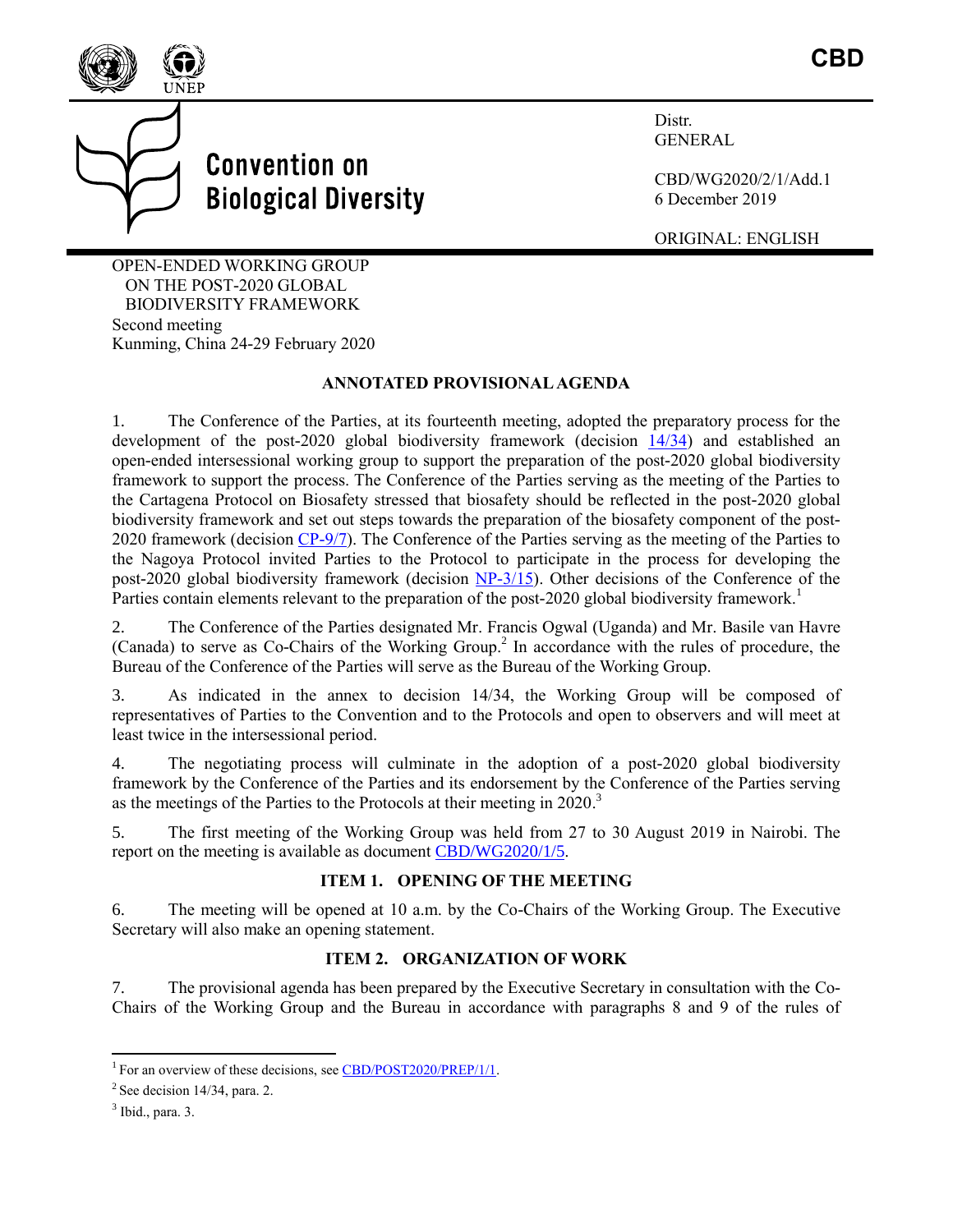**CBD**

Convention on Biological Diversity

Distr.
GENERAL

CBD/WG2020/2/1/Add.1
6 December 2019

ORIGINAL: ENGLISH

OPEN-ENDED WORKING GROUP
ON THE POST-2020 GLOBAL
BIODIVERSITY FRAMEWORK
Second meeting
Kunming, China 24-29 February 2020

## ANNOTATED PROVISIONAL AGENDA

1. The Conference of the Parties, at its fourteenth meeting, adopted the preparatory process for the development of the post-2020 global biodiversity framework (decision 14/34) and established an open-ended intersessional working group to support the preparation of the post-2020 global biodiversity framework to support the process. The Conference of the Parties serving as the meeting of the Parties to the Cartagena Protocol on Biosafety stressed that biosafety should be reflected in the post-2020 global biodiversity framework and set out steps towards the preparation of the biosafety component of the post-2020 framework (decision CP-9/7). The Conference of the Parties serving as the meeting of the Parties to the Nagoya Protocol invited Parties to the Protocol to participate in the process for developing the post-2020 global biodiversity framework (decision NP-3/15). Other decisions of the Conference of the Parties contain elements relevant to the preparation of the post-2020 global biodiversity framework.[1]

2. The Conference of the Parties designated Mr. Francis Ogwal (Uganda) and Mr. Basile van Havre (Canada) to serve as Co-Chairs of the Working Group.[2] In accordance with the rules of procedure, the Bureau of the Conference of the Parties will serve as the Bureau of the Working Group.

3. As indicated in the annex to decision 14/34, the Working Group will be composed of representatives of Parties to the Convention and to the Protocols and open to observers and will meet at least twice in the intersessional period.

4. The negotiating process will culminate in the adoption of a post-2020 global biodiversity framework by the Conference of the Parties and its endorsement by the Conference of the Parties serving as the meetings of the Parties to the Protocols at their meeting in 2020.[3]

5. The first meeting of the Working Group was held from 27 to 30 August 2019 in Nairobi. The report on the meeting is available as document CBD/WG2020/1/5.

### ITEM 1. OPENING OF THE MEETING

6. The meeting will be opened at 10 a.m. by the Co-Chairs of the Working Group. The Executive Secretary will also make an opening statement.

### ITEM 2. ORGANIZATION OF WORK

7. The provisional agenda has been prepared by the Executive Secretary in consultation with the Co-Chairs of the Working Group and the Bureau in accordance with paragraphs 8 and 9 of the rules of

---

[1] For an overview of these decisions, see CBD/POST2020/PREP/1/1.

[2] See decision 14/34, para. 2.

[3] Ibid., para. 3.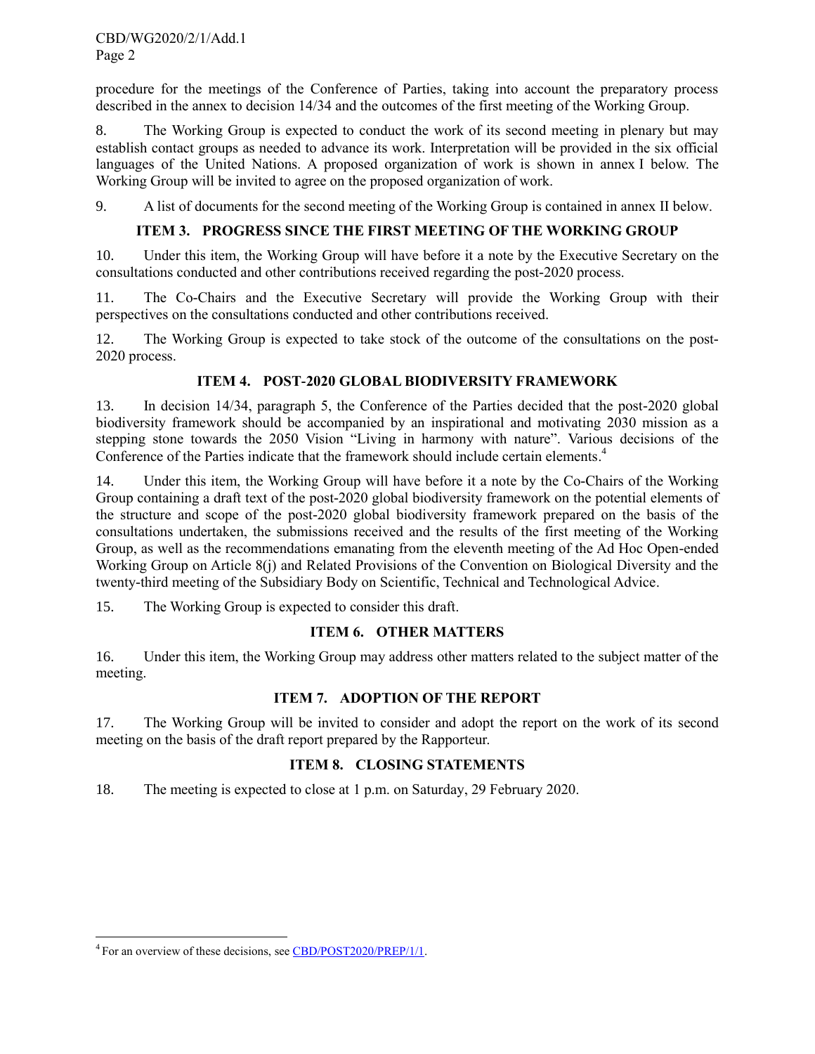procedure for the meetings of the Conference of Parties, taking into account the preparatory process described in the annex to decision 14/34 and the outcomes of the first meeting of the Working Group.

8. The Working Group is expected to conduct the work of its second meeting in plenary but may establish contact groups as needed to advance its work. Interpretation will be provided in the six official languages of the United Nations. A proposed organization of work is shown in annex I below. The Working Group will be invited to agree on the proposed organization of work.

9. A list of documents for the second meeting of the Working Group is contained in annex II below.

### ITEM 3. PROGRESS SINCE THE FIRST MEETING OF THE WORKING GROUP

10. Under this item, the Working Group will have before it a note by the Executive Secretary on the consultations conducted and other contributions received regarding the post-2020 process.

11. The Co-Chairs and the Executive Secretary will provide the Working Group with their perspectives on the consultations conducted and other contributions received.

12. The Working Group is expected to take stock of the outcome of the consultations on the post-2020 process.

### ITEM 4. POST-2020 GLOBAL BIODIVERSITY FRAMEWORK

13. In decision 14/34, paragraph 5, the Conference of the Parties decided that the post-2020 global biodiversity framework should be accompanied by an inspirational and motivating 2030 mission as a stepping stone towards the 2050 Vision "Living in harmony with nature". Various decisions of the Conference of the Parties indicate that the framework should include certain elements.[4]

14. Under this item, the Working Group will have before it a note by the Co-Chairs of the Working Group containing a draft text of the post-2020 global biodiversity framework on the potential elements of the structure and scope of the post-2020 global biodiversity framework prepared on the basis of the consultations undertaken, the submissions received and the results of the first meeting of the Working Group, as well as the recommendations emanating from the eleventh meeting of the Ad Hoc Open-ended Working Group on Article 8(j) and Related Provisions of the Convention on Biological Diversity and the twenty-third meeting of the Subsidiary Body on Scientific, Technical and Technological Advice.

15. The Working Group is expected to consider this draft.

### ITEM 6. OTHER MATTERS

16. Under this item, the Working Group may address other matters related to the subject matter of the meeting.

### ITEM 7. ADOPTION OF THE REPORT

17. The Working Group will be invited to consider and adopt the report on the work of its second meeting on the basis of the draft report prepared by the Rapporteur.

### ITEM 8. CLOSING STATEMENTS

18. The meeting is expected to close at 1 p.m. on Saturday, 29 February 2020.

---

[4] For an overview of these decisions, see CBD/POST2020/PREP/1/1.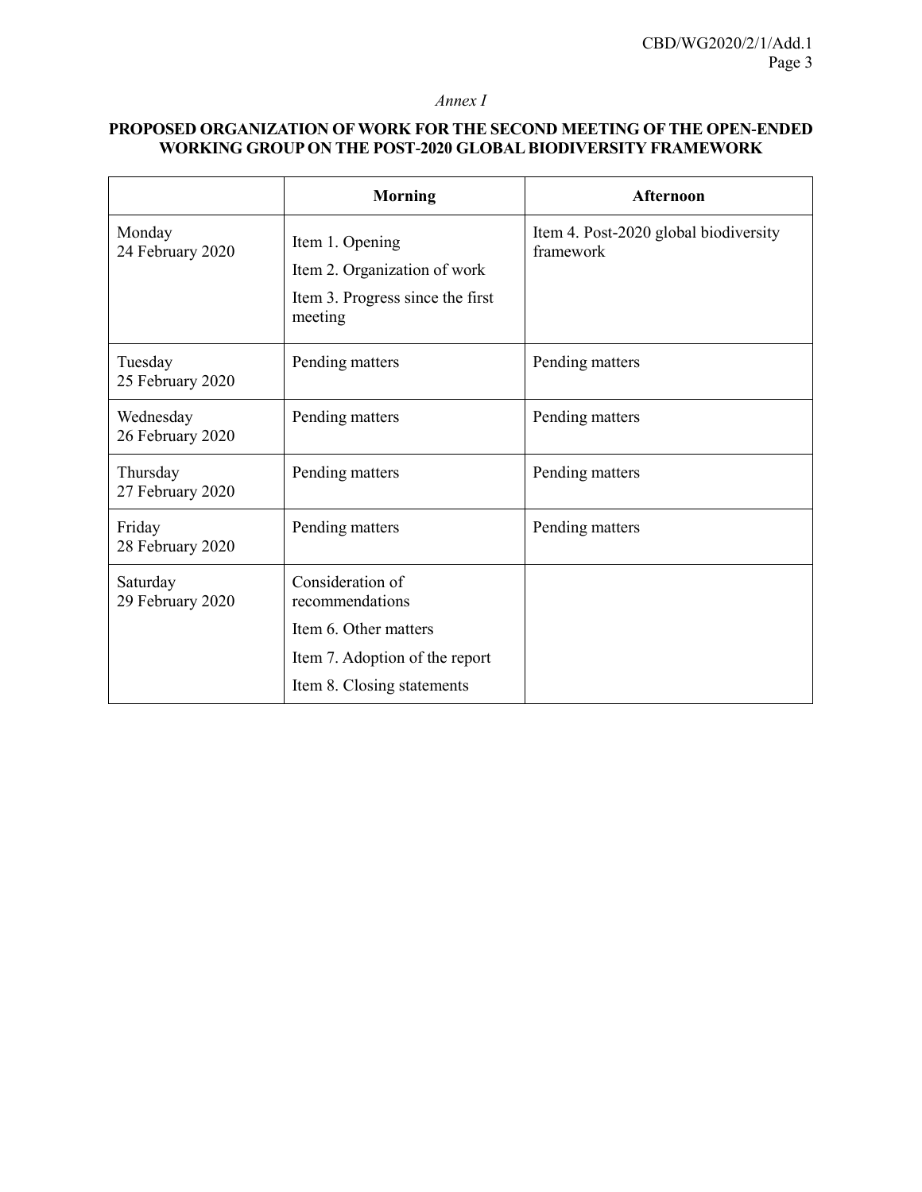*Annex I*

**PROPOSED ORGANIZATION OF WORK FOR THE SECOND MEETING OF THE OPEN-ENDED WORKING GROUP ON THE POST-2020 GLOBAL BIODIVERSITY FRAMEWORK**

| | **Morning** | **Afternoon** |
|---|---|---|
| Monday<br>24 February 2020 | Item 1. Opening<br>Item 2. Organization of work<br>Item 3. Progress since the first meeting | Item 4. Post-2020 global biodiversity framework |
| Tuesday<br>25 February 2020 | Pending matters | Pending matters |
| Wednesday<br>26 February 2020 | Pending matters | Pending matters |
| Thursday<br>27 February 2020 | Pending matters | Pending matters |
| Friday<br>28 February 2020 | Pending matters | Pending matters |
| Saturday<br>29 February 2020 | Consideration of recommendations<br>Item 6. Other matters<br>Item 7. Adoption of the report<br>Item 8. Closing statements | |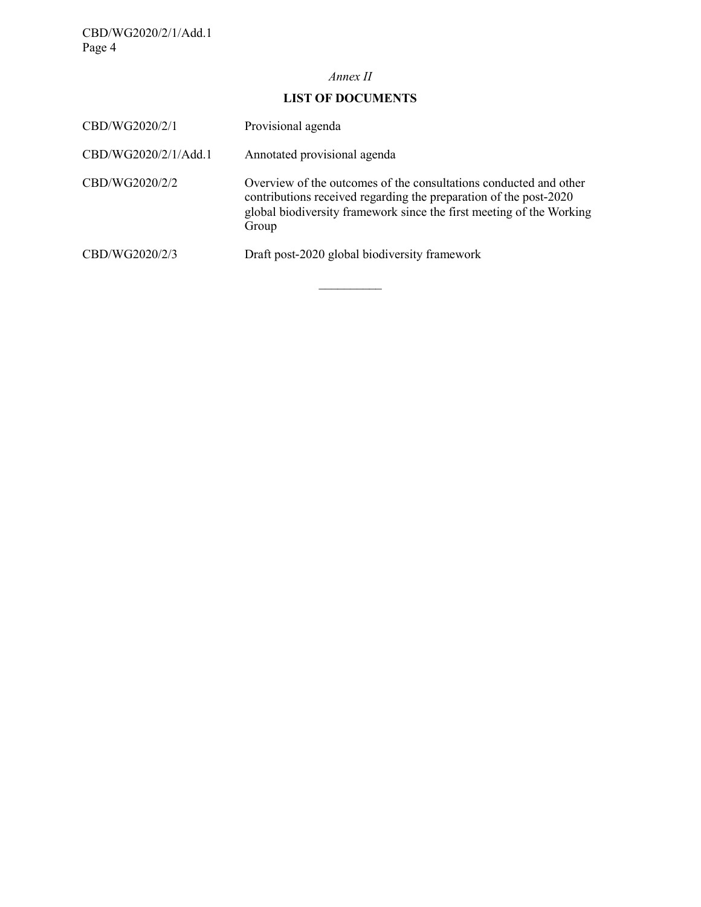*Annex II*

**LIST OF DOCUMENTS**

| | |
|---|---|
| CBD/WG2020/2/1 | Provisional agenda |
| CBD/WG2020/2/1/Add.1 | Annotated provisional agenda |
| CBD/WG2020/2/2 | Overview of the outcomes of the consultations conducted and other contributions received regarding the preparation of the post-2020 global biodiversity framework since the first meeting of the Working Group |
| CBD/WG2020/2/3 | Draft post-2020 global biodiversity framework |

__________